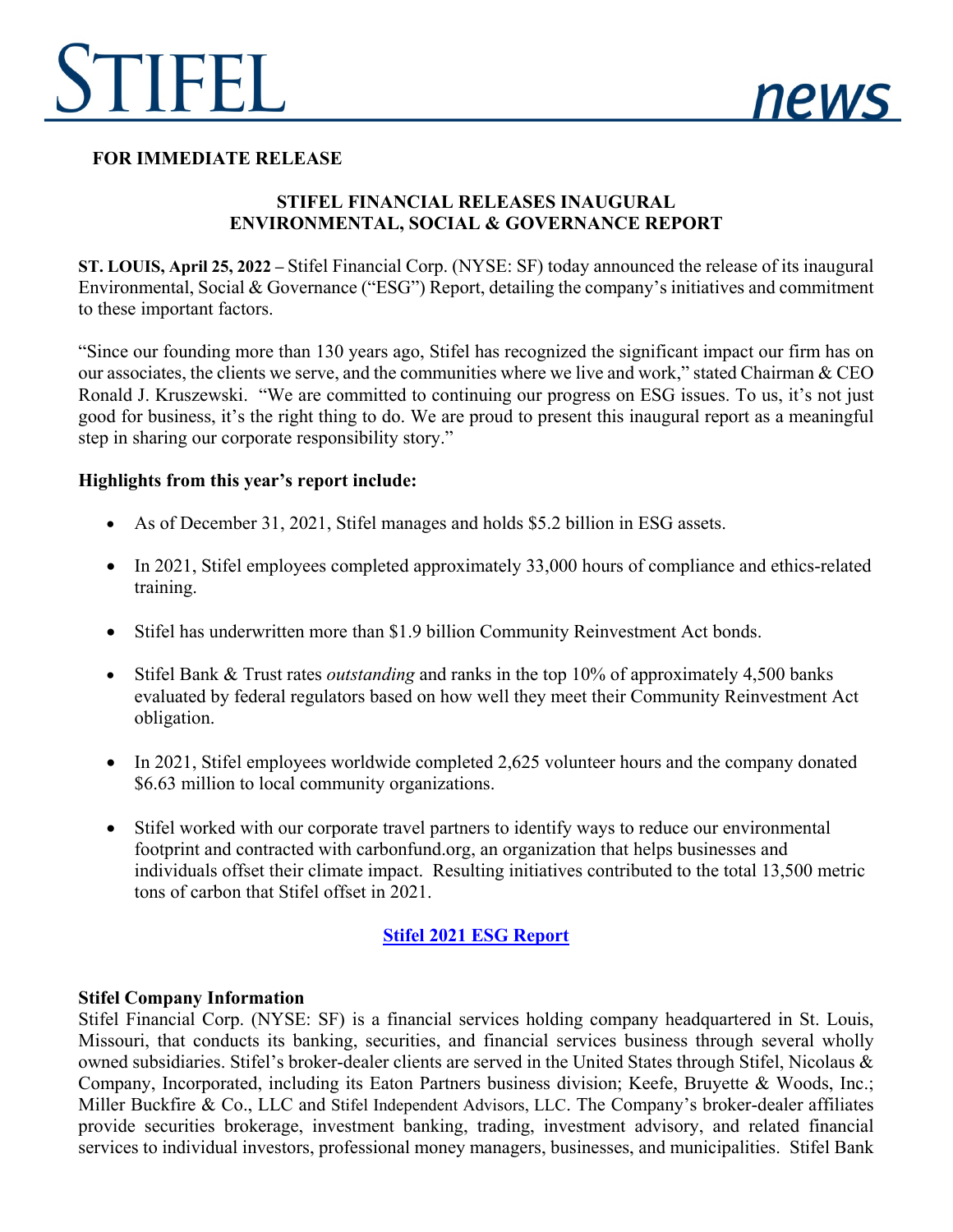STIFEL news

**FOR IMMEDIATE RELEASE**

# STIFEL FINANCIAL RELEASES INAUGURAL ENVIRONMENTAL, SOCIAL & GOVERNANCE REPORT

**ST. LOUIS, April 25, 2022 –** Stifel Financial Corp. (NYSE: SF) today announced the release of its inaugural Environmental, Social & Governance ("ESG") Report, detailing the company's initiatives and commitment to these important factors.

"Since our founding more than 130 years ago, Stifel has recognized the significant impact our firm has on our associates, the clients we serve, and the communities where we live and work," stated Chairman & CEO Ronald J. Kruszewski. "We are committed to continuing our progress on ESG issues. To us, it's not just good for business, it's the right thing to do. We are proud to present this inaugural report as a meaningful step in sharing our corporate responsibility story."

**Highlights from this year's report include:**

- As of December 31, 2021, Stifel manages and holds $5.2 billion in ESG assets.
- In 2021, Stifel employees completed approximately 33,000 hours of compliance and ethics-related training.
- Stifel has underwritten more than $1.9 billion Community Reinvestment Act bonds.
- Stifel Bank & Trust rates *outstanding* and ranks in the top 10% of approximately 4,500 banks evaluated by federal regulators based on how well they meet their Community Reinvestment Act obligation.
- In 2021, Stifel employees worldwide completed 2,625 volunteer hours and the company donated $6.63 million to local community organizations.
- Stifel worked with our corporate travel partners to identify ways to reduce our environmental footprint and contracted with carbonfund.org, an organization that helps businesses and individuals offset their climate impact. Resulting initiatives contributed to the total 13,500 metric tons of carbon that Stifel offset in 2021.

**Stifel 2021 ESG Report**

**Stifel Company Information**

Stifel Financial Corp. (NYSE: SF) is a financial services holding company headquartered in St. Louis, Missouri, that conducts its banking, securities, and financial services business through several wholly owned subsidiaries. Stifel's broker-dealer clients are served in the United States through Stifel, Nicolaus & Company, Incorporated, including its Eaton Partners business division; Keefe, Bruyette & Woods, Inc.; Miller Buckfire & Co., LLC and Stifel Independent Advisors, LLC. The Company's broker-dealer affiliates provide securities brokerage, investment banking, trading, investment advisory, and related financial services to individual investors, professional money managers, businesses, and municipalities. Stifel Bank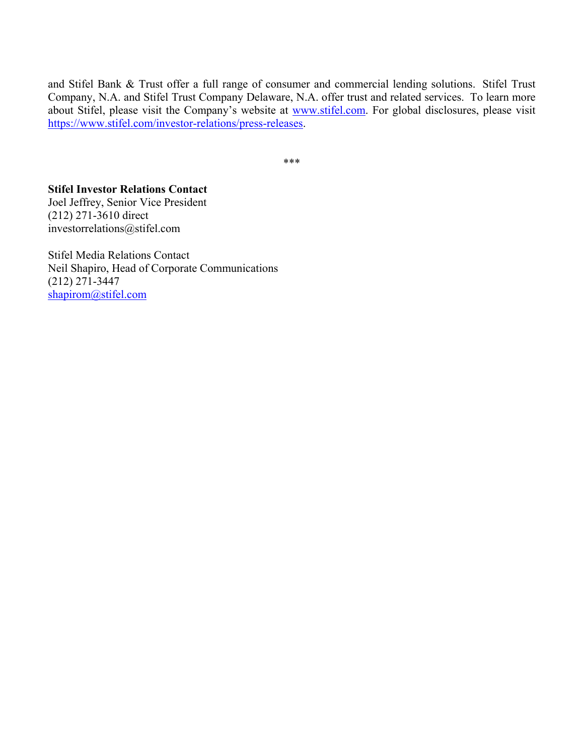and Stifel Bank & Trust offer a full range of consumer and commercial lending solutions. Stifel Trust Company, N.A. and Stifel Trust Company Delaware, N.A. offer trust and related services. To learn more about Stifel, please visit the Company's website at [www.stifel.com](www.stifel.com). For global disclosures, please visit [https://www.stifel.com/investor-relations/press-releases](https://www.stifel.com/investor-relations/press-releases).

***

**Stifel Investor Relations Contact**
Joel Jeffrey, Senior Vice President
(212) 271-3610 direct
investorrelations@stifel.com

Stifel Media Relations Contact
Neil Shapiro, Head of Corporate Communications
(212) 271-3447
[shapirom@stifel.com](mailto:shapirom@stifel.com)